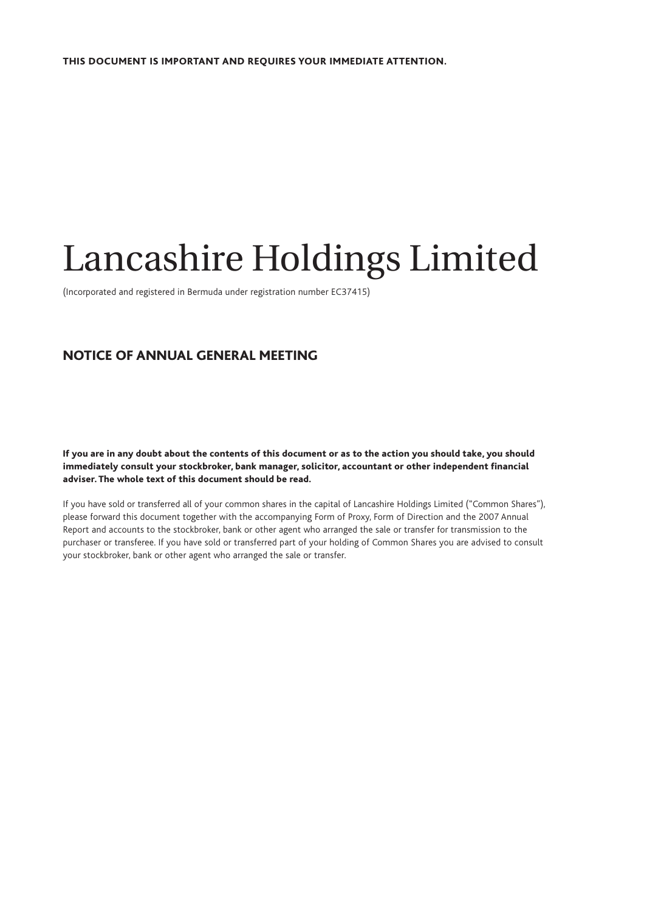**THIS DOCUMENT IS IMPORTANT AND REQUIRES YOUR IMMEDIATE ATTENTION.**

# Lancashire Holdings Limited

(Incorporated and registered in Bermuda under registration number EC37415)

## NOTICE OF ANNUAL GENERAL MEETING

**If you are in any doubt about the contents of this document or as to the action you should take, you should immediately consult your stockbroker, bank manager, solicitor, accountant or other independent financial adviser. The whole text of this document should be read.**

If you have sold or transferred all of your common shares in the capital of Lancashire Holdings Limited ("Common Shares"), please forward this document together with the accompanying Form of Proxy, Form of Direction and the 2007 Annual Report and accounts to the stockbroker, bank or other agent who arranged the sale or transfer for transmission to the purchaser or transferee. If you have sold or transferred part of your holding of Common Shares you are advised to consult your stockbroker, bank or other agent who arranged the sale or transfer.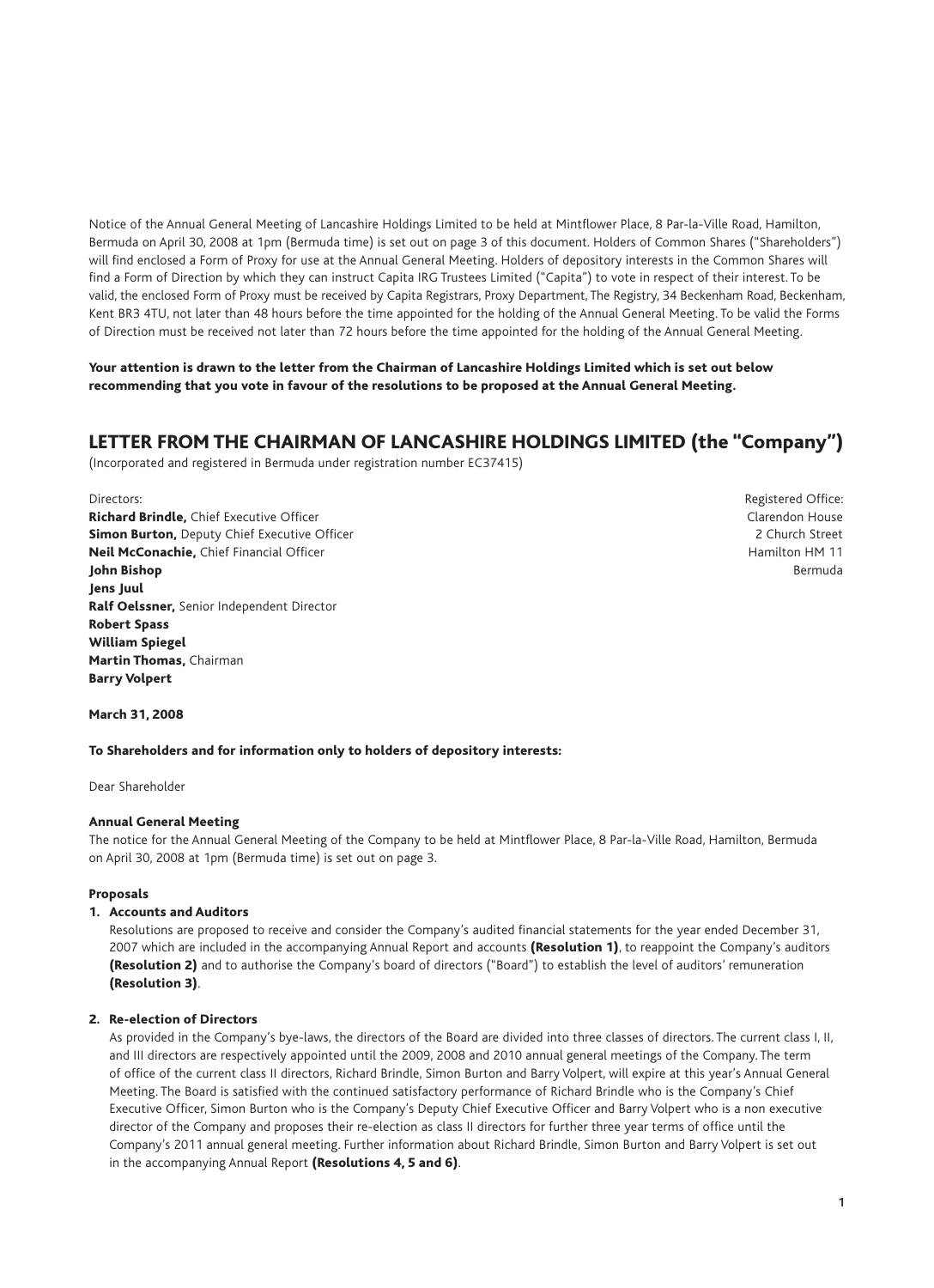Notice of the Annual General Meeting of Lancashire Holdings Limited to be held at Mintflower Place, 8 Par-la-Ville Road, Hamilton, Bermuda on April 30, 2008 at 1pm (Bermuda time) is set out on page 3 of this document. Holders of Common Shares ("Shareholders") will find enclosed a Form of Proxy for use at the Annual General Meeting. Holders of depository interests in the Common Shares will find a Form of Direction by which they can instruct Capita IRG Trustees Limited ("Capita") to vote in respect of their interest. To be valid, the enclosed Form of Proxy must be received by Capita Registrars, Proxy Department, The Registry, 34 Beckenham Road, Beckenham, Kent BR3 4TU, not later than 48 hours before the time appointed for the holding of the Annual General Meeting. To be valid the Forms of Direction must be received not later than 72 hours before the time appointed for the holding of the Annual General Meeting.

**Your attention is drawn to the letter from the Chairman of Lancashire Holdings Limited which is set out below recommending that you vote in favour of the resolutions to be proposed at the Annual General Meeting.**

## LETTER FROM THE CHAIRMAN OF LANCASHIRE HOLDINGS LIMITED (the "Company")

(Incorporated and registered in Bermuda under registration number EC37415)

Directors:
**Richard Brindle,** Chief Executive Officer
**Simon Burton,** Deputy Chief Executive Officer
**Neil McConachie,** Chief Financial Officer
**John Bishop**
**Jens Juul**
**Ralf Oelssner,** Senior Independent Director
**Robert Spass**
**William Spiegel**
**Martin Thomas,** Chairman
**Barry Volpert**

Registered Office:
Clarendon House
2 Church Street
Hamilton HM 11
Bermuda

**March 31, 2008**

**To Shareholders and for information only to holders of depository interests:**

Dear Shareholder

**Annual General Meeting**

The notice for the Annual General Meeting of the Company to be held at Mintflower Place, 8 Par-la-Ville Road, Hamilton, Bermuda on April 30, 2008 at 1pm (Bermuda time) is set out on page 3.

**Proposals**

**1. Accounts and Auditors**

Resolutions are proposed to receive and consider the Company's audited financial statements for the year ended December 31, 2007 which are included in the accompanying Annual Report and accounts **(Resolution 1)**, to reappoint the Company's auditors **(Resolution 2)** and to authorise the Company's board of directors ("Board") to establish the level of auditors' remuneration **(Resolution 3)**.

**2. Re-election of Directors**

As provided in the Company's bye-laws, the directors of the Board are divided into three classes of directors. The current class I, II, and III directors are respectively appointed until the 2009, 2008 and 2010 annual general meetings of the Company. The term of office of the current class II directors, Richard Brindle, Simon Burton and Barry Volpert, will expire at this year's Annual General Meeting. The Board is satisfied with the continued satisfactory performance of Richard Brindle who is the Company's Chief Executive Officer, Simon Burton who is the Company's Deputy Chief Executive Officer and Barry Volpert who is a non executive director of the Company and proposes their re-election as class II directors for further three year terms of office until the Company's 2011 annual general meeting. Further information about Richard Brindle, Simon Burton and Barry Volpert is set out in the accompanying Annual Report **(Resolutions 4, 5 and 6)**.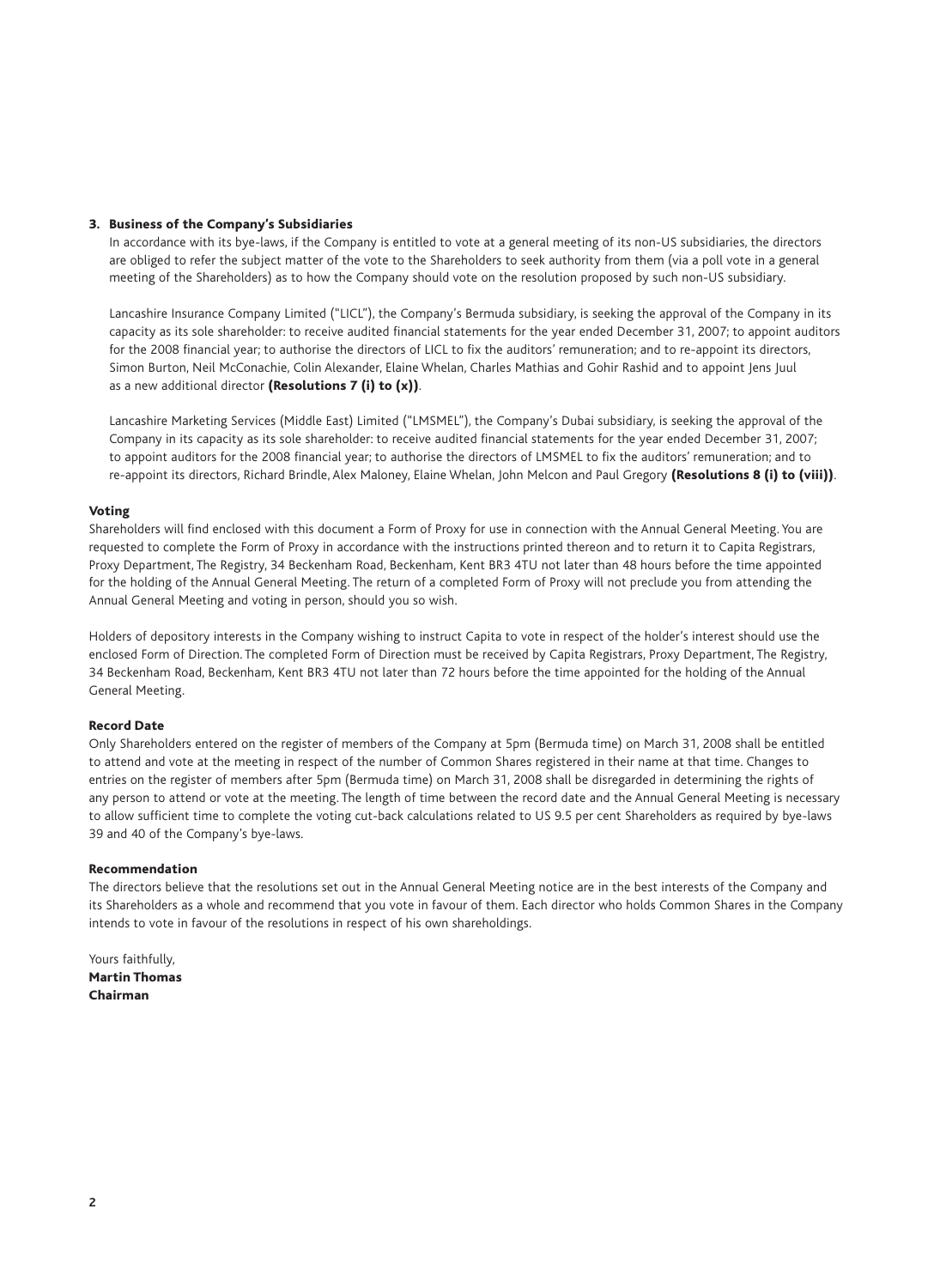### 3. Business of the Company's Subsidiaries

In accordance with its bye-laws, if the Company is entitled to vote at a general meeting of its non-US subsidiaries, the directors are obliged to refer the subject matter of the vote to the Shareholders to seek authority from them (via a poll vote in a general meeting of the Shareholders) as to how the Company should vote on the resolution proposed by such non-US subsidiary.

Lancashire Insurance Company Limited ("LICL"), the Company's Bermuda subsidiary, is seeking the approval of the Company in its capacity as its sole shareholder: to receive audited financial statements for the year ended December 31, 2007; to appoint auditors for the 2008 financial year; to authorise the directors of LICL to fix the auditors' remuneration; and to re-appoint its directors, Simon Burton, Neil McConachie, Colin Alexander, Elaine Whelan, Charles Mathias and Gohir Rashid and to appoint Jens Juul as a new additional director **(Resolutions 7 (i) to (x))**.

Lancashire Marketing Services (Middle East) Limited ("LMSMEL"), the Company's Dubai subsidiary, is seeking the approval of the Company in its capacity as its sole shareholder: to receive audited financial statements for the year ended December 31, 2007; to appoint auditors for the 2008 financial year; to authorise the directors of LMSMEL to fix the auditors' remuneration; and to re-appoint its directors, Richard Brindle, Alex Maloney, Elaine Whelan, John Melcon and Paul Gregory **(Resolutions 8 (i) to (viii))**.

### Voting

Shareholders will find enclosed with this document a Form of Proxy for use in connection with the Annual General Meeting. You are requested to complete the Form of Proxy in accordance with the instructions printed thereon and to return it to Capita Registrars, Proxy Department, The Registry, 34 Beckenham Road, Beckenham, Kent BR3 4TU not later than 48 hours before the time appointed for the holding of the Annual General Meeting. The return of a completed Form of Proxy will not preclude you from attending the Annual General Meeting and voting in person, should you so wish.

Holders of depository interests in the Company wishing to instruct Capita to vote in respect of the holder's interest should use the enclosed Form of Direction. The completed Form of Direction must be received by Capita Registrars, Proxy Department, The Registry, 34 Beckenham Road, Beckenham, Kent BR3 4TU not later than 72 hours before the time appointed for the holding of the Annual General Meeting.

### Record Date

Only Shareholders entered on the register of members of the Company at 5pm (Bermuda time) on March 31, 2008 shall be entitled to attend and vote at the meeting in respect of the number of Common Shares registered in their name at that time. Changes to entries on the register of members after 5pm (Bermuda time) on March 31, 2008 shall be disregarded in determining the rights of any person to attend or vote at the meeting. The length of time between the record date and the Annual General Meeting is necessary to allow sufficient time to complete the voting cut-back calculations related to US 9.5 per cent Shareholders as required by bye-laws 39 and 40 of the Company's bye-laws.

### Recommendation

The directors believe that the resolutions set out in the Annual General Meeting notice are in the best interests of the Company and its Shareholders as a whole and recommend that you vote in favour of them. Each director who holds Common Shares in the Company intends to vote in favour of the resolutions in respect of his own shareholdings.

Yours faithfully,
**Martin Thomas**
**Chairman**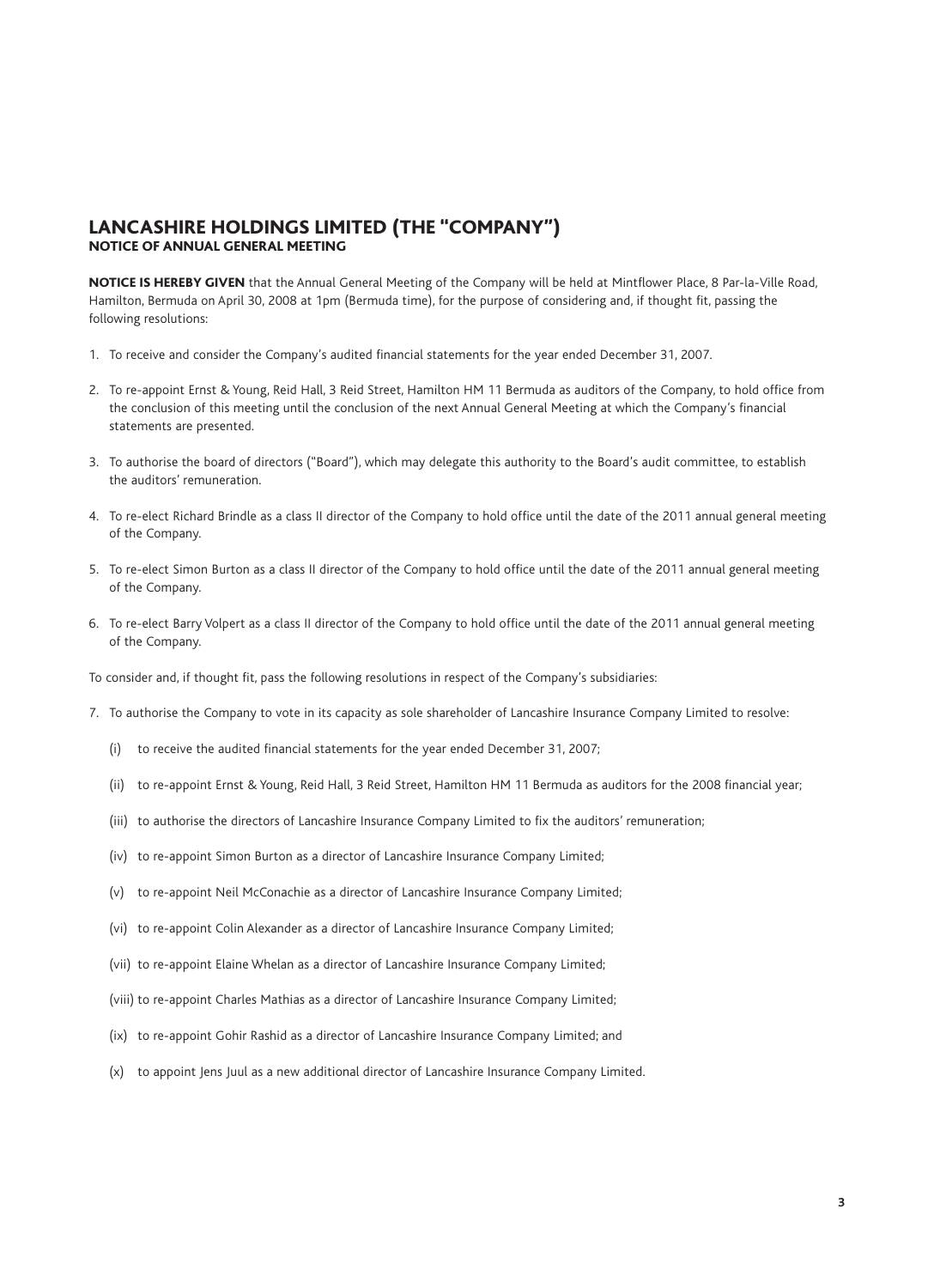# LANCASHIRE HOLDINGS LIMITED (THE "COMPANY")

## NOTICE OF ANNUAL GENERAL MEETING

**NOTICE IS HEREBY GIVEN** that the Annual General Meeting of the Company will be held at Mintflower Place, 8 Par-la-Ville Road, Hamilton, Bermuda on April 30, 2008 at 1pm (Bermuda time), for the purpose of considering and, if thought fit, passing the following resolutions:

1. To receive and consider the Company's audited financial statements for the year ended December 31, 2007.
2. To re-appoint Ernst & Young, Reid Hall, 3 Reid Street, Hamilton HM 11 Bermuda as auditors of the Company, to hold office from the conclusion of this meeting until the conclusion of the next Annual General Meeting at which the Company's financial statements are presented.
3. To authorise the board of directors ("Board"), which may delegate this authority to the Board's audit committee, to establish the auditors' remuneration.
4. To re-elect Richard Brindle as a class II director of the Company to hold office until the date of the 2011 annual general meeting of the Company.
5. To re-elect Simon Burton as a class II director of the Company to hold office until the date of the 2011 annual general meeting of the Company.
6. To re-elect Barry Volpert as a class II director of the Company to hold office until the date of the 2011 annual general meeting of the Company.

To consider and, if thought fit, pass the following resolutions in respect of the Company's subsidiaries:

7. To authorise the Company to vote in its capacity as sole shareholder of Lancashire Insurance Company Limited to resolve:

   (i) to receive the audited financial statements for the year ended December 31, 2007;

   (ii) to re-appoint Ernst & Young, Reid Hall, 3 Reid Street, Hamilton HM 11 Bermuda as auditors for the 2008 financial year;

   (iii) to authorise the directors of Lancashire Insurance Company Limited to fix the auditors' remuneration;

   (iv) to re-appoint Simon Burton as a director of Lancashire Insurance Company Limited;

   (v) to re-appoint Neil McConachie as a director of Lancashire Insurance Company Limited;

   (vi) to re-appoint Colin Alexander as a director of Lancashire Insurance Company Limited;

   (vii) to re-appoint Elaine Whelan as a director of Lancashire Insurance Company Limited;

   (viii) to re-appoint Charles Mathias as a director of Lancashire Insurance Company Limited;

   (ix) to re-appoint Gohir Rashid as a director of Lancashire Insurance Company Limited; and

   (x) to appoint Jens Juul as a new additional director of Lancashire Insurance Company Limited.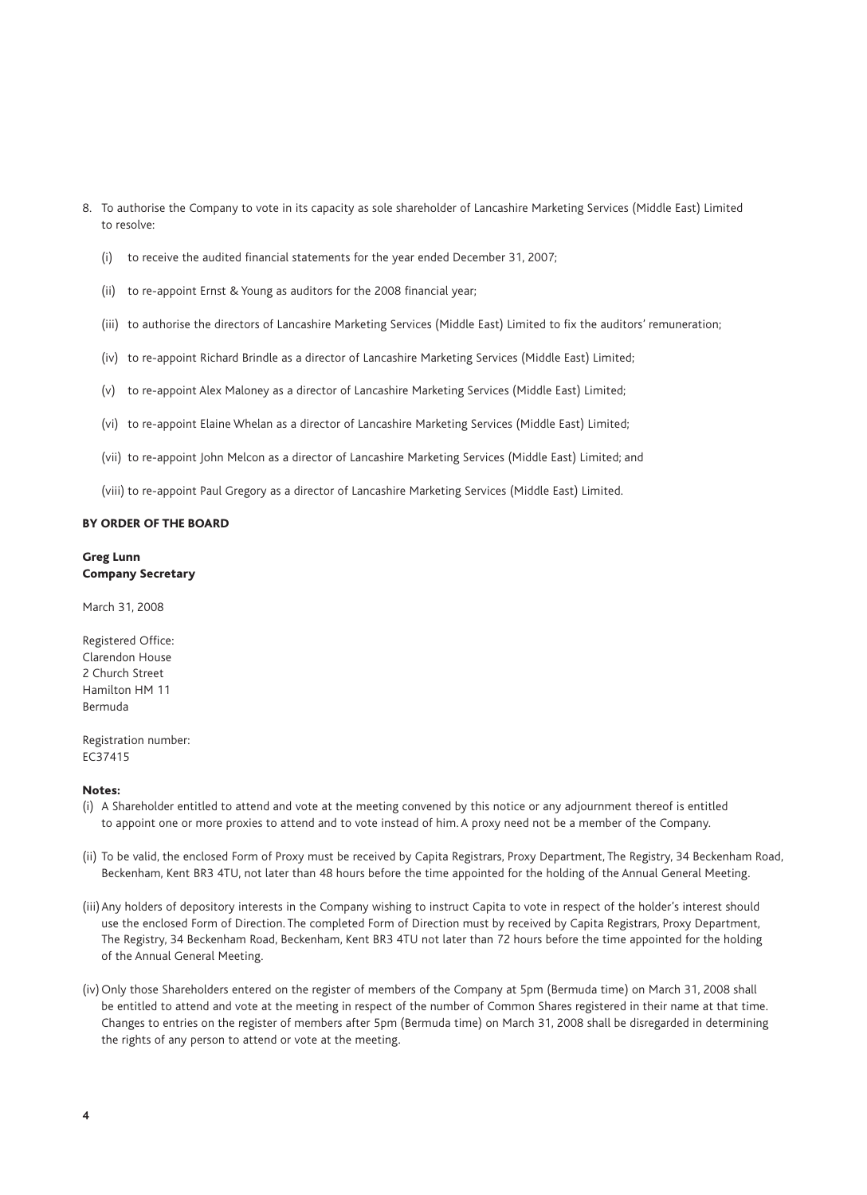8. To authorise the Company to vote in its capacity as sole shareholder of Lancashire Marketing Services (Middle East) Limited to resolve:

   (i) to receive the audited financial statements for the year ended December 31, 2007;

   (ii) to re-appoint Ernst & Young as auditors for the 2008 financial year;

   (iii) to authorise the directors of Lancashire Marketing Services (Middle East) Limited to fix the auditors' remuneration;

   (iv) to re-appoint Richard Brindle as a director of Lancashire Marketing Services (Middle East) Limited;

   (v) to re-appoint Alex Maloney as a director of Lancashire Marketing Services (Middle East) Limited;

   (vi) to re-appoint Elaine Whelan as a director of Lancashire Marketing Services (Middle East) Limited;

   (vii) to re-appoint John Melcon as a director of Lancashire Marketing Services (Middle East) Limited; and

   (viii) to re-appoint Paul Gregory as a director of Lancashire Marketing Services (Middle East) Limited.

**BY ORDER OF THE BOARD**

**Greg Lunn**
**Company Secretary**

March 31, 2008

Registered Office:
Clarendon House
2 Church Street
Hamilton HM 11
Bermuda

Registration number:
EC37415

**Notes:**

(i) A Shareholder entitled to attend and vote at the meeting convened by this notice or any adjournment thereof is entitled to appoint one or more proxies to attend and to vote instead of him. A proxy need not be a member of the Company.

(ii) To be valid, the enclosed Form of Proxy must be received by Capita Registrars, Proxy Department, The Registry, 34 Beckenham Road, Beckenham, Kent BR3 4TU, not later than 48 hours before the time appointed for the holding of the Annual General Meeting.

(iii) Any holders of depository interests in the Company wishing to instruct Capita to vote in respect of the holder's interest should use the enclosed Form of Direction. The completed Form of Direction must by received by Capita Registrars, Proxy Department, The Registry, 34 Beckenham Road, Beckenham, Kent BR3 4TU not later than 72 hours before the time appointed for the holding of the Annual General Meeting.

(iv) Only those Shareholders entered on the register of members of the Company at 5pm (Bermuda time) on March 31, 2008 shall be entitled to attend and vote at the meeting in respect of the number of Common Shares registered in their name at that time. Changes to entries on the register of members after 5pm (Bermuda time) on March 31, 2008 shall be disregarded in determining the rights of any person to attend or vote at the meeting.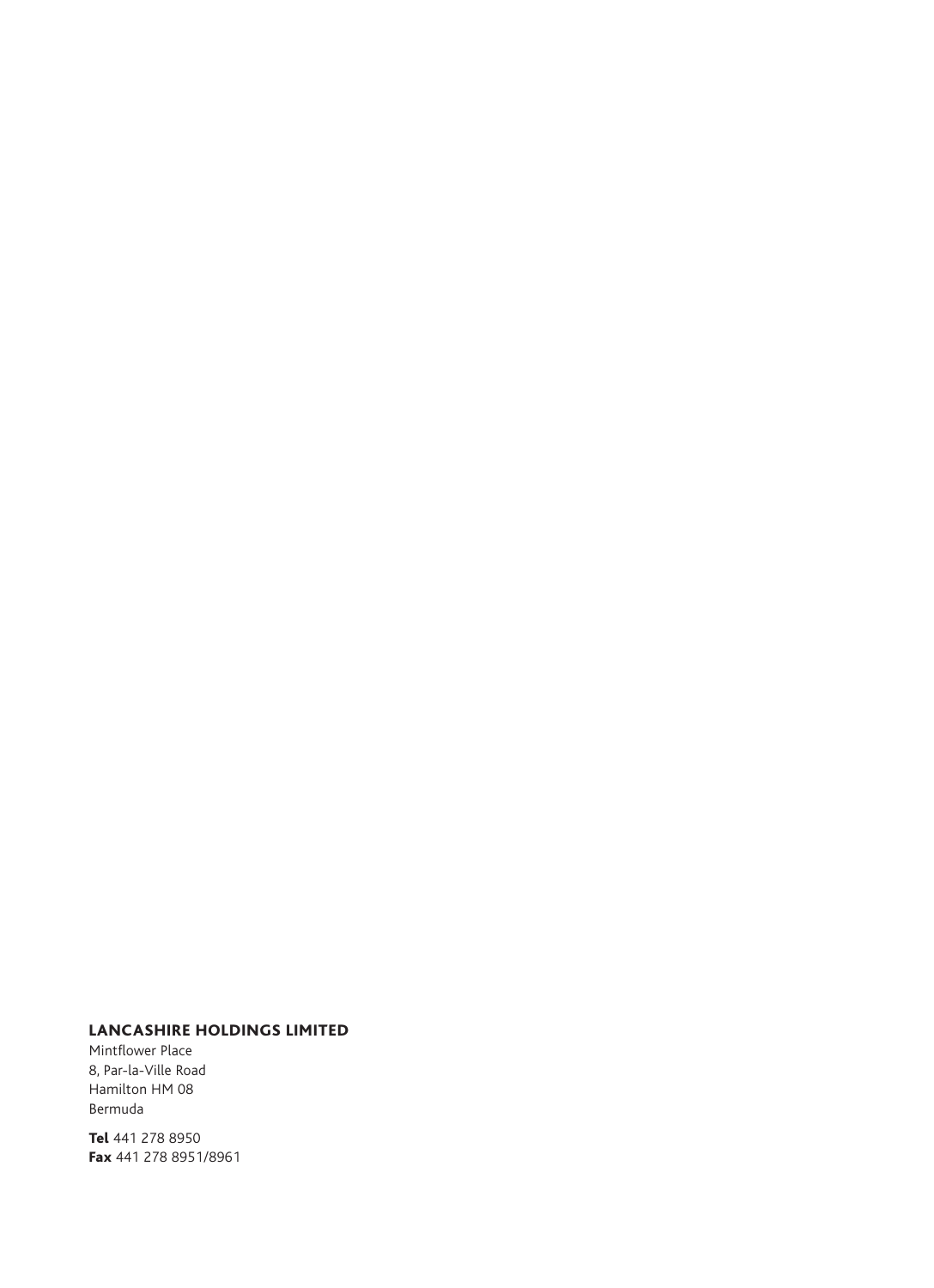**LANCASHIRE HOLDINGS LIMITED**

Mintflower Place
8, Par-la-Ville Road
Hamilton HM 08
Bermuda

**Tel** 441 278 8950
**Fax** 441 278 8951/8961